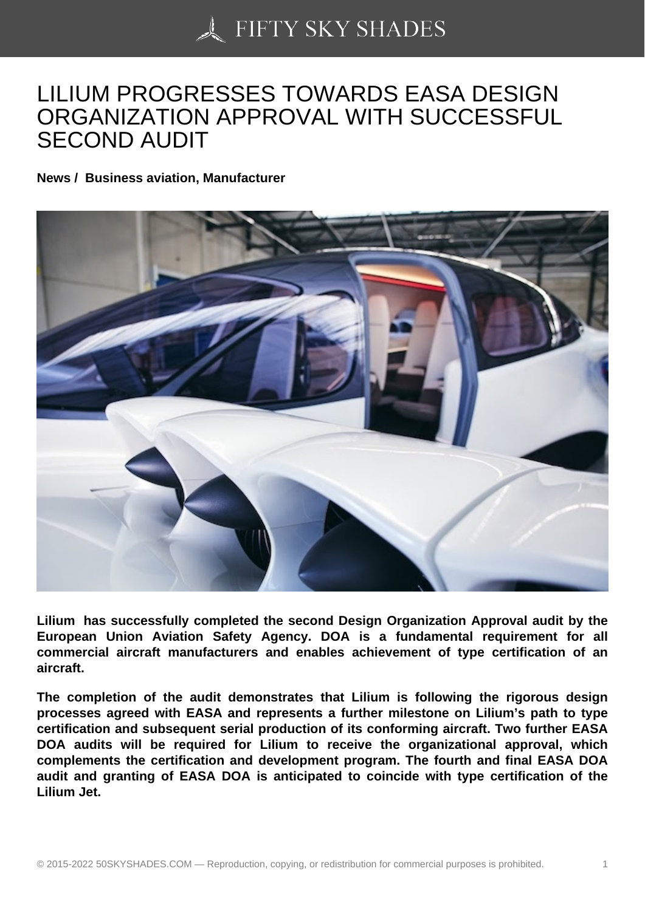# LILIUM PROGRESSES TOWARDS EASA DESIGN ORGANIZATION APPROVAL WITH SUCCESSFUL SECOND AUDIT

**News / Business aviation, Manufacturer**

**Lilium has successfully completed the second Design Organization Approval audit by the European Union Aviation Safety Agency. DOA is a fundamental requirement for all commercial aircraft manufacturers and enables achievement of type certification of an aircraft.**

**The completion of the audit demonstrates that Lilium is following the rigorous design processes agreed with EASA and represents a further milestone on Lilium's path to type certification and subsequent serial production of its conforming aircraft. Two further EASA DOA audits will be required for Lilium to receive the organizational approval, which complements the certification and development program. The fourth and final EASA DOA audit and granting of EASA DOA is anticipated to coincide with type certification of the Lilium Jet.**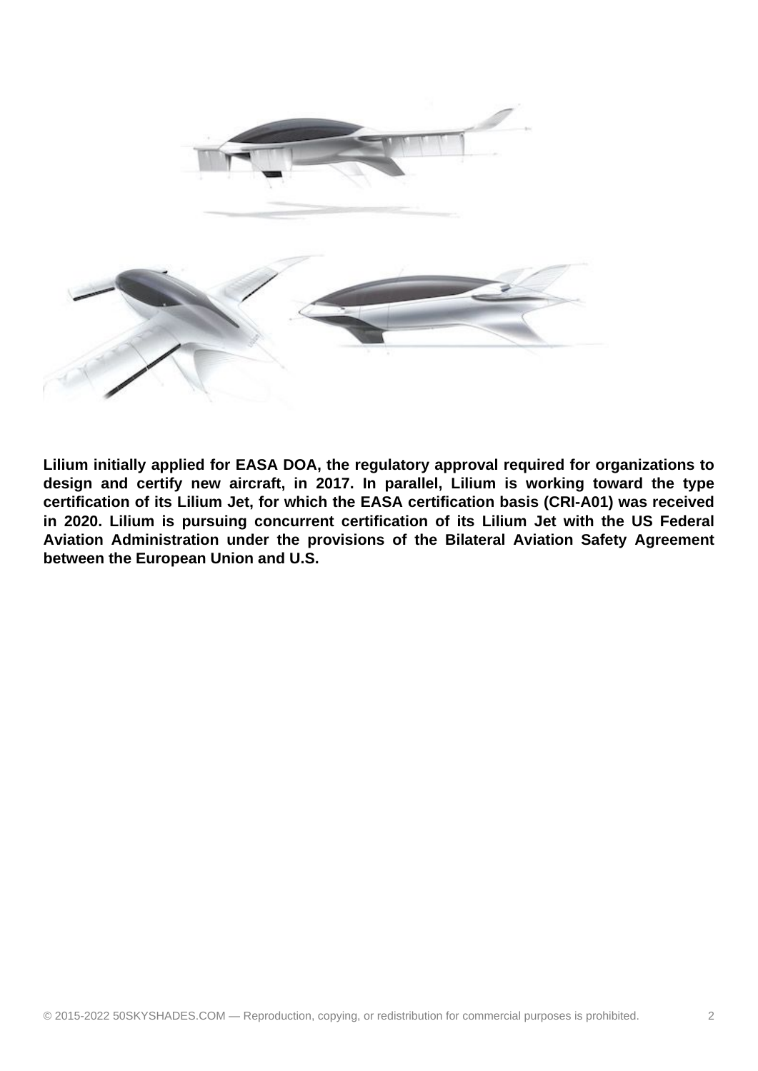**Lilium initially applied for EASA DOA, the regulatory approval required for organizations to design and certify new aircraft, in 2017. In parallel, Lilium is working toward the type certification of its Lilium Jet, for which the EASA certification basis (CRI-A01) was received in 2020. Lilium is pursuing concurrent certification of its Lilium Jet with the US Federal Aviation Administration under the provisions of the Bilateral Aviation Safety Agreement between the European Union and U.S.**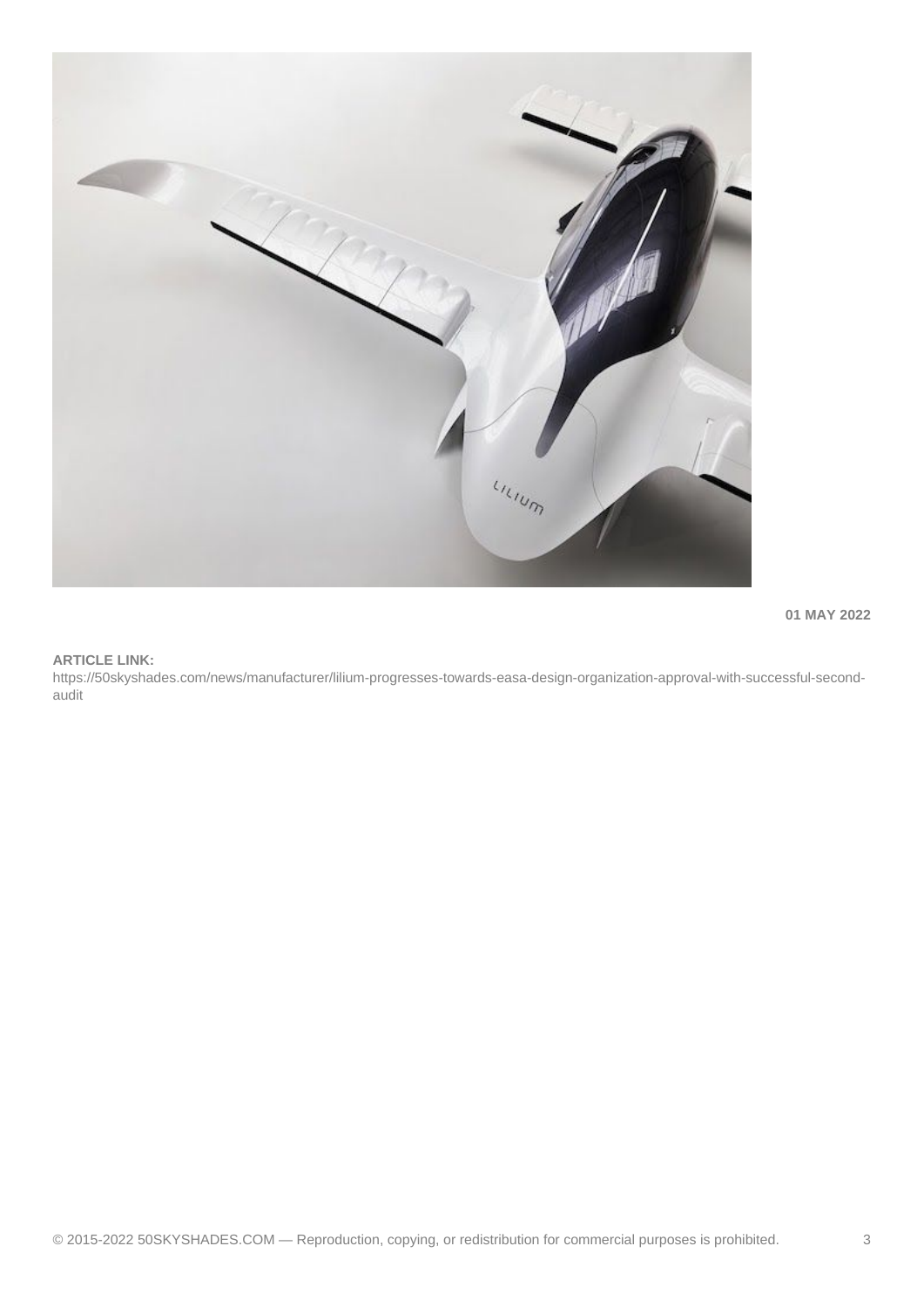**01 MAY 2022**

**ARTICLE LINK:**
https://50skyshades.com/news/manufacturer/lilium-progresses-towards-easa-design-organization-approval-with-successful-second-audit